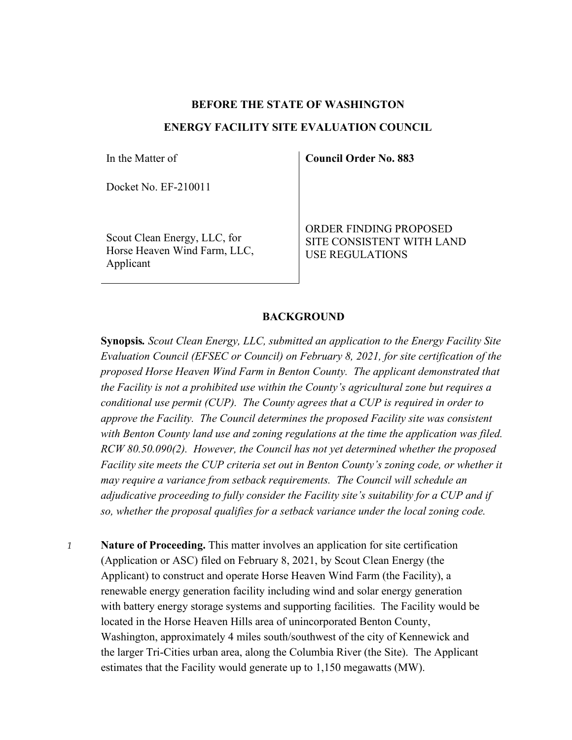**BEFORE THE STATE OF WASHINGTON**

**ENERGY FACILITY SITE EVALUATION COUNCIL**

| In the Matter of<br><br>Docket No. EF-210011<br><br>Scout Clean Energy, LLC, for Horse Heaven Wind Farm, LLC, Applicant | **Council Order No. 883**<br><br>ORDER FINDING PROPOSED SITE CONSISTENT WITH LAND USE REGULATIONS |
|---|---|

## BACKGROUND

**Synopsis.** *Scout Clean Energy, LLC, submitted an application to the Energy Facility Site Evaluation Council (EFSEC or Council) on February 8, 2021, for site certification of the proposed Horse Heaven Wind Farm in Benton County. The applicant demonstrated that the Facility is not a prohibited use within the County's agricultural zone but requires a conditional use permit (CUP). The County agrees that a CUP is required in order to approve the Facility. The Council determines the proposed Facility site was consistent with Benton County land use and zoning regulations at the time the application was filed. RCW 80.50.090(2). However, the Council has not yet determined whether the proposed Facility site meets the CUP criteria set out in Benton County's zoning code, or whether it may require a variance from setback requirements. The Council will schedule an adjudicative proceeding to fully consider the Facility site's suitability for a CUP and if so, whether the proposal qualifies for a setback variance under the local zoning code.*

*1* **Nature of Proceeding.** This matter involves an application for site certification (Application or ASC) filed on February 8, 2021, by Scout Clean Energy (the Applicant) to construct and operate Horse Heaven Wind Farm (the Facility), a renewable energy generation facility including wind and solar energy generation with battery energy storage systems and supporting facilities. The Facility would be located in the Horse Heaven Hills area of unincorporated Benton County, Washington, approximately 4 miles south/southwest of the city of Kennewick and the larger Tri-Cities urban area, along the Columbia River (the Site). The Applicant estimates that the Facility would generate up to 1,150 megawatts (MW).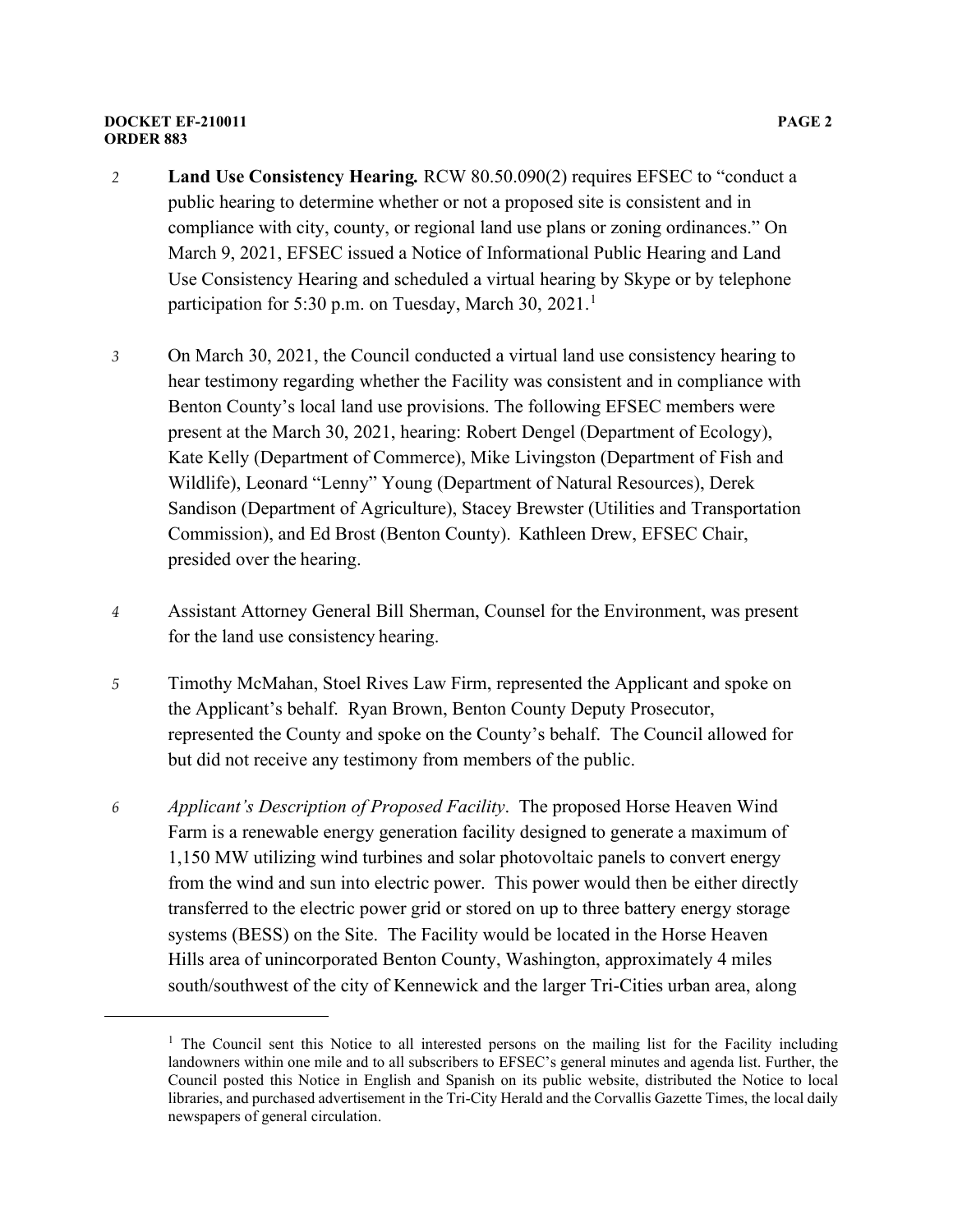*2* **Land Use Consistency Hearing.** RCW 80.50.090(2) requires EFSEC to "conduct a public hearing to determine whether or not a proposed site is consistent and in compliance with city, county, or regional land use plans or zoning ordinances." On March 9, 2021, EFSEC issued a Notice of Informational Public Hearing and Land Use Consistency Hearing and scheduled a virtual hearing by Skype or by telephone participation for 5:30 p.m. on Tuesday, March 30, 2021.[1]

*3* On March 30, 2021, the Council conducted a virtual land use consistency hearing to hear testimony regarding whether the Facility was consistent and in compliance with Benton County's local land use provisions. The following EFSEC members were present at the March 30, 2021, hearing: Robert Dengel (Department of Ecology), Kate Kelly (Department of Commerce), Mike Livingston (Department of Fish and Wildlife), Leonard "Lenny" Young (Department of Natural Resources), Derek Sandison (Department of Agriculture), Stacey Brewster (Utilities and Transportation Commission), and Ed Brost (Benton County). Kathleen Drew, EFSEC Chair, presided over the hearing.

*4* Assistant Attorney General Bill Sherman, Counsel for the Environment, was present for the land use consistency hearing.

*5* Timothy McMahan, Stoel Rives Law Firm, represented the Applicant and spoke on the Applicant's behalf. Ryan Brown, Benton County Deputy Prosecutor, represented the County and spoke on the County's behalf. The Council allowed for but did not receive any testimony from members of the public.

*6* *Applicant's Description of Proposed Facility*. The proposed Horse Heaven Wind Farm is a renewable energy generation facility designed to generate a maximum of 1,150 MW utilizing wind turbines and solar photovoltaic panels to convert energy from the wind and sun into electric power. This power would then be either directly transferred to the electric power grid or stored on up to three battery energy storage systems (BESS) on the Site. The Facility would be located in the Horse Heaven Hills area of unincorporated Benton County, Washington, approximately 4 miles south/southwest of the city of Kennewick and the larger Tri-Cities urban area, along

---

[1] The Council sent this Notice to all interested persons on the mailing list for the Facility including landowners within one mile and to all subscribers to EFSEC's general minutes and agenda list. Further, the Council posted this Notice in English and Spanish on its public website, distributed the Notice to local libraries, and purchased advertisement in the Tri-City Herald and the Corvallis Gazette Times, the local daily newspapers of general circulation.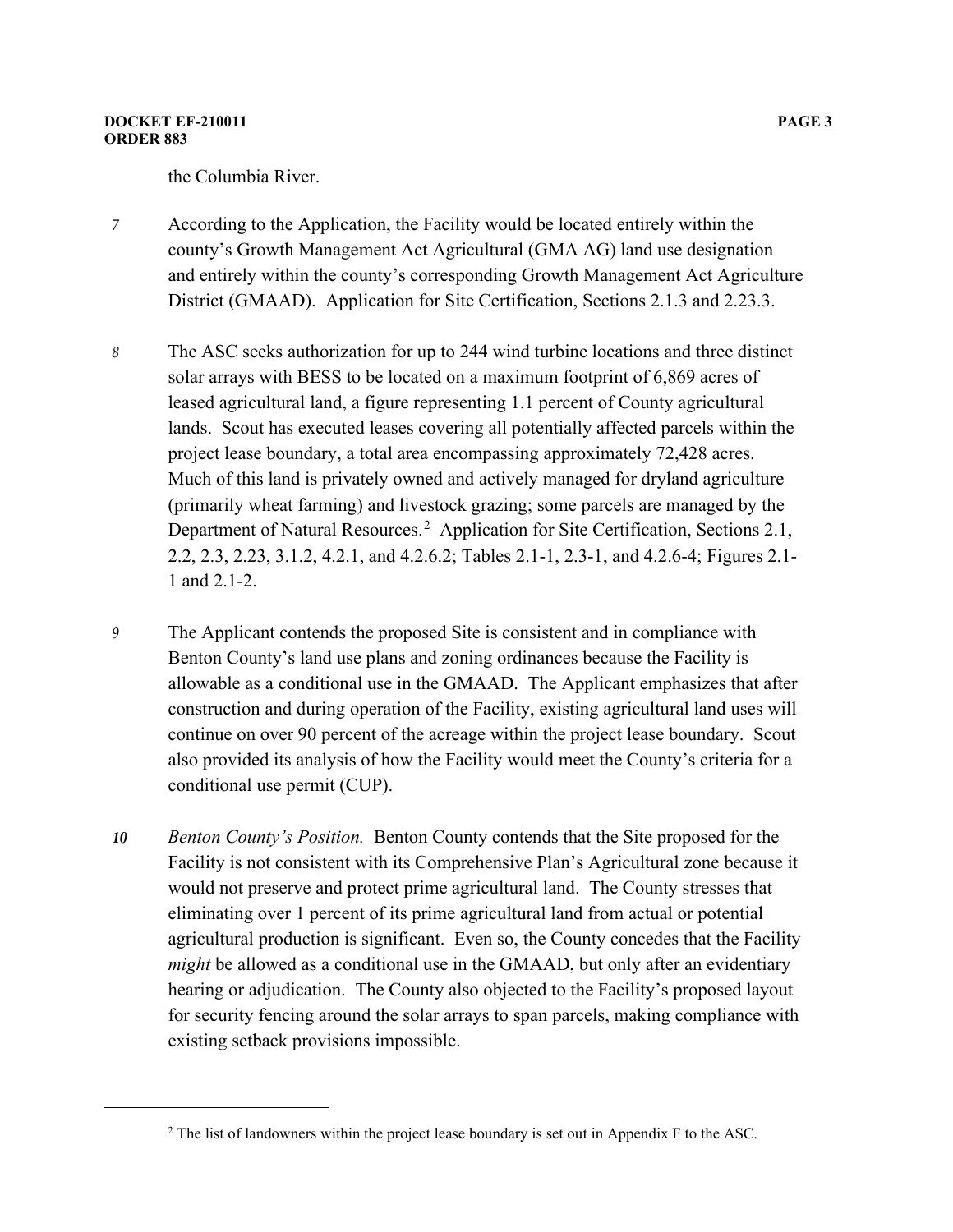the Columbia River.

*7* According to the Application, the Facility would be located entirely within the county's Growth Management Act Agricultural (GMA AG) land use designation and entirely within the county's corresponding Growth Management Act Agriculture District (GMAAD). Application for Site Certification, Sections 2.1.3 and 2.23.3.

*8* The ASC seeks authorization for up to 244 wind turbine locations and three distinct solar arrays with BESS to be located on a maximum footprint of 6,869 acres of leased agricultural land, a figure representing 1.1 percent of County agricultural lands. Scout has executed leases covering all potentially affected parcels within the project lease boundary, a total area encompassing approximately 72,428 acres. Much of this land is privately owned and actively managed for dryland agriculture (primarily wheat farming) and livestock grazing; some parcels are managed by the Department of Natural Resources.[2] Application for Site Certification, Sections 2.1, 2.2, 2.3, 2.23, 3.1.2, 4.2.1, and 4.2.6.2; Tables 2.1-1, 2.3-1, and 4.2.6-4; Figures 2.1-1 and 2.1-2.

*9* The Applicant contends the proposed Site is consistent and in compliance with Benton County's land use plans and zoning ordinances because the Facility is allowable as a conditional use in the GMAAD. The Applicant emphasizes that after construction and during operation of the Facility, existing agricultural land uses will continue on over 90 percent of the acreage within the project lease boundary. Scout also provided its analysis of how the Facility would meet the County's criteria for a conditional use permit (CUP).

***10*** *Benton County's Position.* Benton County contends that the Site proposed for the Facility is not consistent with its Comprehensive Plan's Agricultural zone because it would not preserve and protect prime agricultural land. The County stresses that eliminating over 1 percent of its prime agricultural land from actual or potential agricultural production is significant. Even so, the County concedes that the Facility *might* be allowed as a conditional use in the GMAAD, but only after an evidentiary hearing or adjudication. The County also objected to the Facility's proposed layout for security fencing around the solar arrays to span parcels, making compliance with existing setback provisions impossible.

[2] The list of landowners within the project lease boundary is set out in Appendix F to the ASC.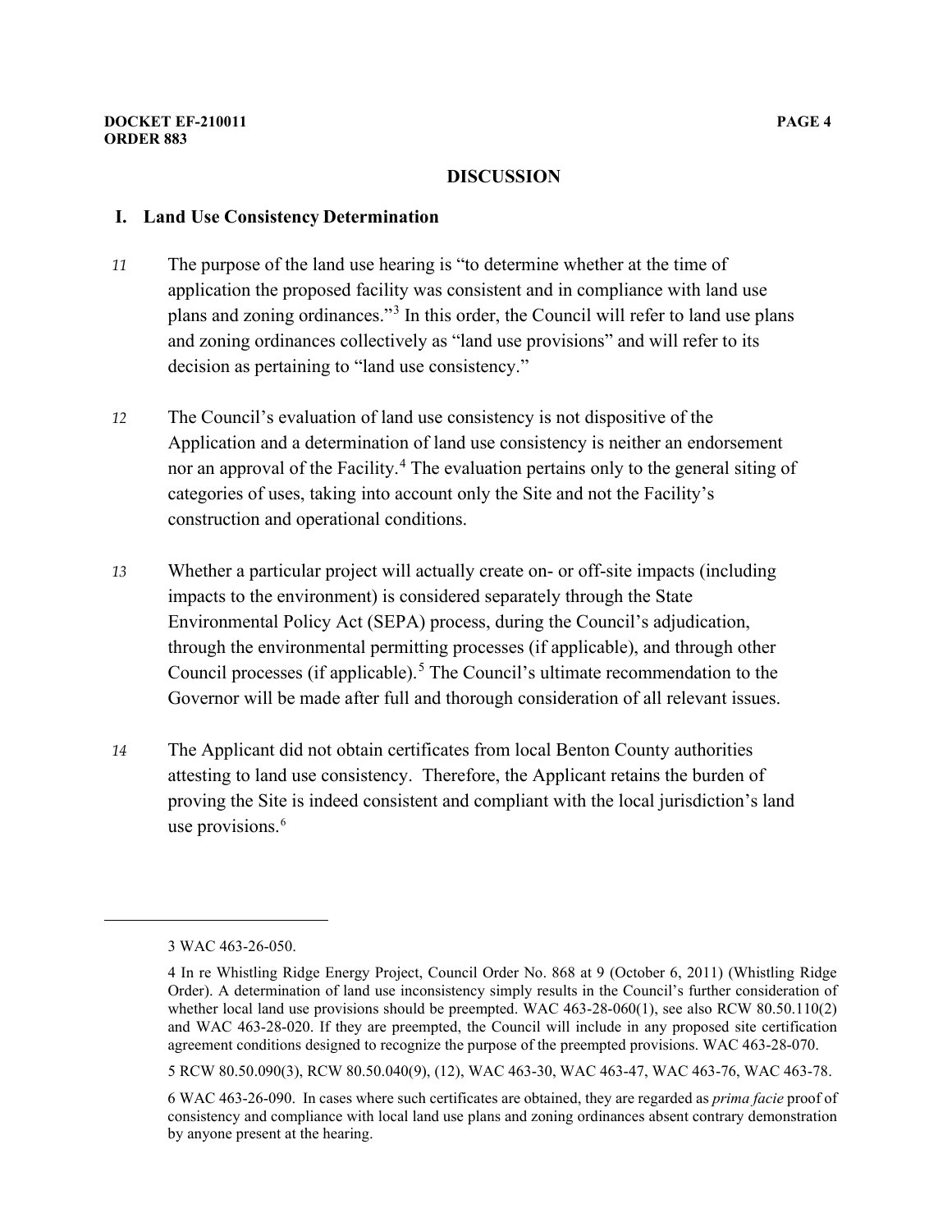## DISCUSSION

### I. Land Use Consistency Determination

*11* The purpose of the land use hearing is "to determine whether at the time of application the proposed facility was consistent and in compliance with land use plans and zoning ordinances."[3] In this order, the Council will refer to land use plans and zoning ordinances collectively as "land use provisions" and will refer to its decision as pertaining to "land use consistency."

*12* The Council's evaluation of land use consistency is not dispositive of the Application and a determination of land use consistency is neither an endorsement nor an approval of the Facility.[4] The evaluation pertains only to the general siting of categories of uses, taking into account only the Site and not the Facility's construction and operational conditions.

*13* Whether a particular project will actually create on- or off-site impacts (including impacts to the environment) is considered separately through the State Environmental Policy Act (SEPA) process, during the Council's adjudication, through the environmental permitting processes (if applicable), and through other Council processes (if applicable).[5] The Council's ultimate recommendation to the Governor will be made after full and thorough consideration of all relevant issues.

*14* The Applicant did not obtain certificates from local Benton County authorities attesting to land use consistency. Therefore, the Applicant retains the burden of proving the Site is indeed consistent and compliant with the local jurisdiction's land use provisions.[6]

---

3 WAC 463-26-050.

4 In re Whistling Ridge Energy Project, Council Order No. 868 at 9 (October 6, 2011) (Whistling Ridge Order). A determination of land use inconsistency simply results in the Council's further consideration of whether local land use provisions should be preempted. WAC 463-28-060(1), see also RCW 80.50.110(2) and WAC 463-28-020. If they are preempted, the Council will include in any proposed site certification agreement conditions designed to recognize the purpose of the preempted provisions. WAC 463-28-070.

5 RCW 80.50.090(3), RCW 80.50.040(9), (12), WAC 463-30, WAC 463-47, WAC 463-76, WAC 463-78.

6 WAC 463-26-090. In cases where such certificates are obtained, they are regarded as *prima facie* proof of consistency and compliance with local land use plans and zoning ordinances absent contrary demonstration by anyone present at the hearing.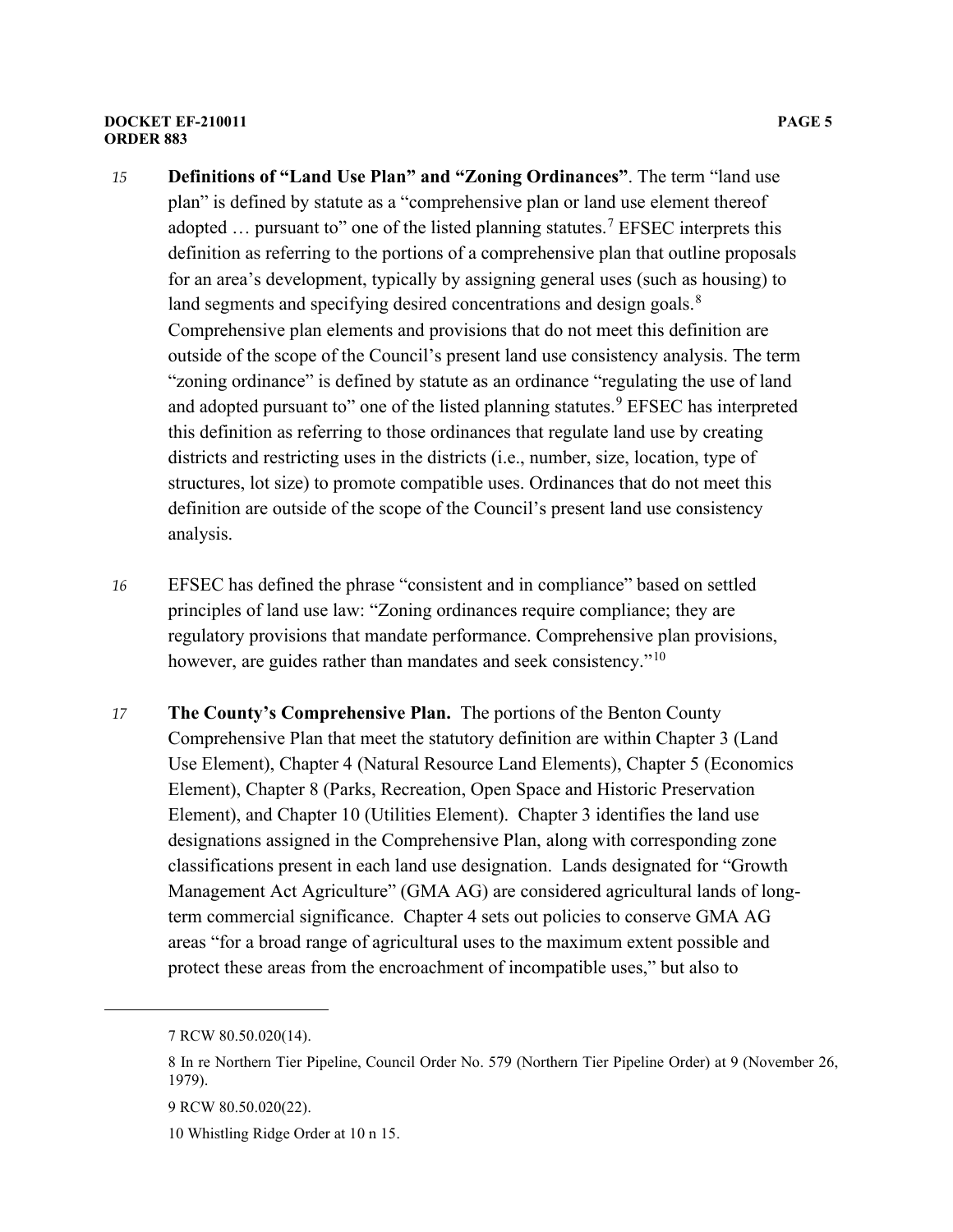15 **Definitions of "Land Use Plan" and "Zoning Ordinances"**. The term "land use plan" is defined by statute as a "comprehensive plan or land use element thereof adopted … pursuant to" one of the listed planning statutes.[7] EFSEC interprets this definition as referring to the portions of a comprehensive plan that outline proposals for an area's development, typically by assigning general uses (such as housing) to land segments and specifying desired concentrations and design goals.[8] Comprehensive plan elements and provisions that do not meet this definition are outside of the scope of the Council's present land use consistency analysis. The term "zoning ordinance" is defined by statute as an ordinance "regulating the use of land and adopted pursuant to" one of the listed planning statutes.[9] EFSEC has interpreted this definition as referring to those ordinances that regulate land use by creating districts and restricting uses in the districts (i.e., number, size, location, type of structures, lot size) to promote compatible uses. Ordinances that do not meet this definition are outside of the scope of the Council's present land use consistency analysis.

16 EFSEC has defined the phrase "consistent and in compliance" based on settled principles of land use law: "Zoning ordinances require compliance; they are regulatory provisions that mandate performance. Comprehensive plan provisions, however, are guides rather than mandates and seek consistency."[10]

17 **The County's Comprehensive Plan.** The portions of the Benton County Comprehensive Plan that meet the statutory definition are within Chapter 3 (Land Use Element), Chapter 4 (Natural Resource Land Elements), Chapter 5 (Economics Element), Chapter 8 (Parks, Recreation, Open Space and Historic Preservation Element), and Chapter 10 (Utilities Element). Chapter 3 identifies the land use designations assigned in the Comprehensive Plan, along with corresponding zone classifications present in each land use designation. Lands designated for "Growth Management Act Agriculture" (GMA AG) are considered agricultural lands of long-term commercial significance. Chapter 4 sets out policies to conserve GMA AG areas "for a broad range of agricultural uses to the maximum extent possible and protect these areas from the encroachment of incompatible uses," but also to

---

7 RCW 80.50.020(14).

8 In re Northern Tier Pipeline, Council Order No. 579 (Northern Tier Pipeline Order) at 9 (November 26, 1979).

9 RCW 80.50.020(22).

10 Whistling Ridge Order at 10 n 15.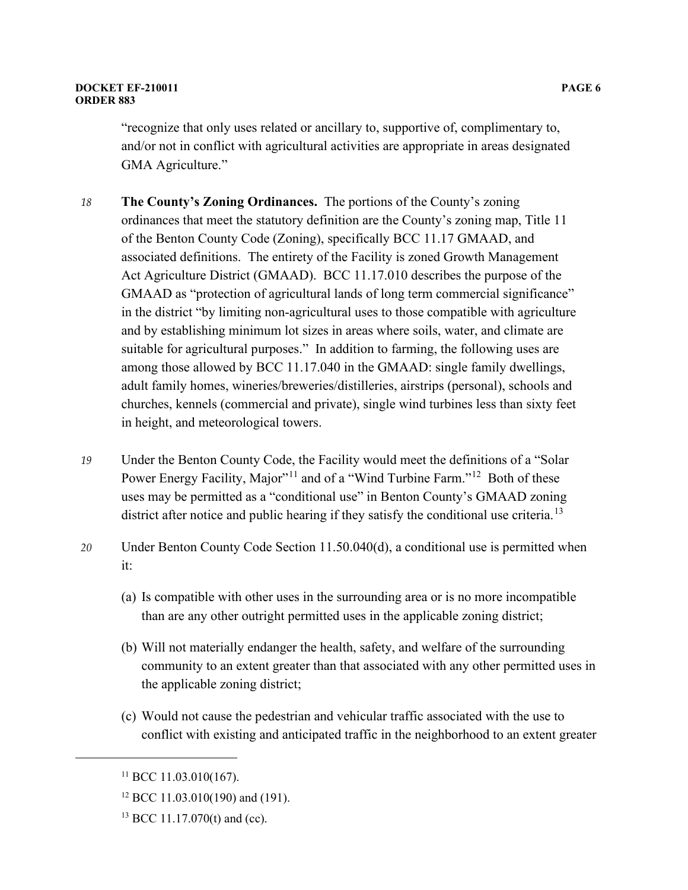"recognize that only uses related or ancillary to, supportive of, complimentary to, and/or not in conflict with agricultural activities are appropriate in areas designated GMA Agriculture."

*18* **The County's Zoning Ordinances.** The portions of the County's zoning ordinances that meet the statutory definition are the County's zoning map, Title 11 of the Benton County Code (Zoning), specifically BCC 11.17 GMAAD, and associated definitions. The entirety of the Facility is zoned Growth Management Act Agriculture District (GMAAD). BCC 11.17.010 describes the purpose of the GMAAD as "protection of agricultural lands of long term commercial significance" in the district "by limiting non-agricultural uses to those compatible with agriculture and by establishing minimum lot sizes in areas where soils, water, and climate are suitable for agricultural purposes." In addition to farming, the following uses are among those allowed by BCC 11.17.040 in the GMAAD: single family dwellings, adult family homes, wineries/breweries/distilleries, airstrips (personal), schools and churches, kennels (commercial and private), single wind turbines less than sixty feet in height, and meteorological towers.

*19* Under the Benton County Code, the Facility would meet the definitions of a "Solar Power Energy Facility, Major"[11] and of a "Wind Turbine Farm."[12] Both of these uses may be permitted as a "conditional use" in Benton County's GMAAD zoning district after notice and public hearing if they satisfy the conditional use criteria.[13]

*20* Under Benton County Code Section 11.50.040(d), a conditional use is permitted when it:

(a) Is compatible with other uses in the surrounding area or is no more incompatible than are any other outright permitted uses in the applicable zoning district;

(b) Will not materially endanger the health, safety, and welfare of the surrounding community to an extent greater than that associated with any other permitted uses in the applicable zoning district;

(c) Would not cause the pedestrian and vehicular traffic associated with the use to conflict with existing and anticipated traffic in the neighborhood to an extent greater

---

[11] BCC 11.03.010(167).

[12] BCC 11.03.010(190) and (191).

[13] BCC 11.17.070(t) and (cc).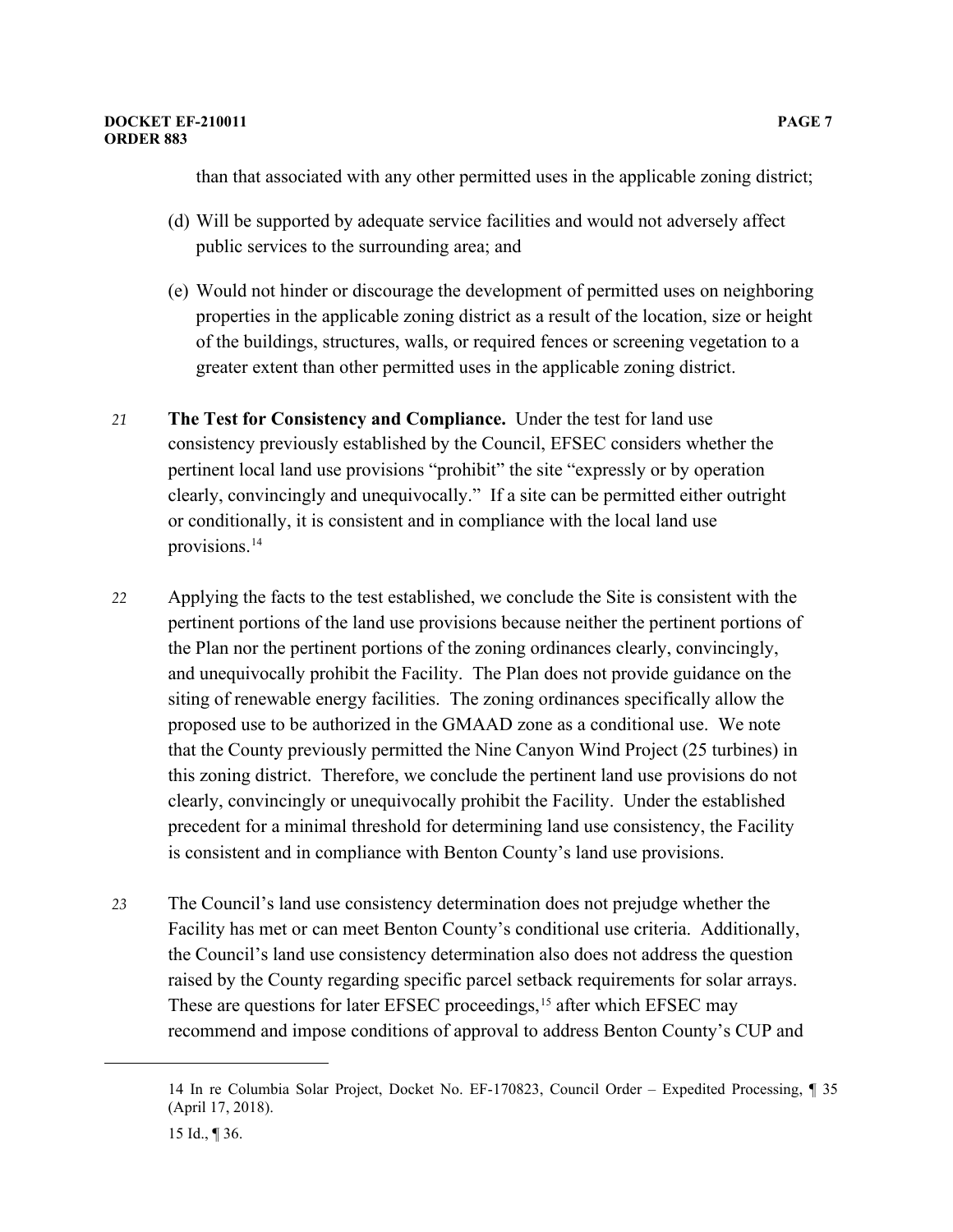than that associated with any other permitted uses in the applicable zoning district;

(d) Will be supported by adequate service facilities and would not adversely affect public services to the surrounding area; and

(e) Would not hinder or discourage the development of permitted uses on neighboring properties in the applicable zoning district as a result of the location, size or height of the buildings, structures, walls, or required fences or screening vegetation to a greater extent than other permitted uses in the applicable zoning district.

21 **The Test for Consistency and Compliance.** Under the test for land use consistency previously established by the Council, EFSEC considers whether the pertinent local land use provisions "prohibit" the site "expressly or by operation clearly, convincingly and unequivocally." If a site can be permitted either outright or conditionally, it is consistent and in compliance with the local land use provisions.[14]

22 Applying the facts to the test established, we conclude the Site is consistent with the pertinent portions of the land use provisions because neither the pertinent portions of the Plan nor the pertinent portions of the zoning ordinances clearly, convincingly, and unequivocally prohibit the Facility. The Plan does not provide guidance on the siting of renewable energy facilities. The zoning ordinances specifically allow the proposed use to be authorized in the GMAAD zone as a conditional use. We note that the County previously permitted the Nine Canyon Wind Project (25 turbines) in this zoning district. Therefore, we conclude the pertinent land use provisions do not clearly, convincingly or unequivocally prohibit the Facility. Under the established precedent for a minimal threshold for determining land use consistency, the Facility is consistent and in compliance with Benton County's land use provisions.

23 The Council's land use consistency determination does not prejudge whether the Facility has met or can meet Benton County's conditional use criteria. Additionally, the Council's land use consistency determination also does not address the question raised by the County regarding specific parcel setback requirements for solar arrays. These are questions for later EFSEC proceedings,[15] after which EFSEC may recommend and impose conditions of approval to address Benton County's CUP and

---

14 In re Columbia Solar Project, Docket No. EF-170823, Council Order – Expedited Processing, ¶ 35 (April 17, 2018).

15 Id., ¶ 36.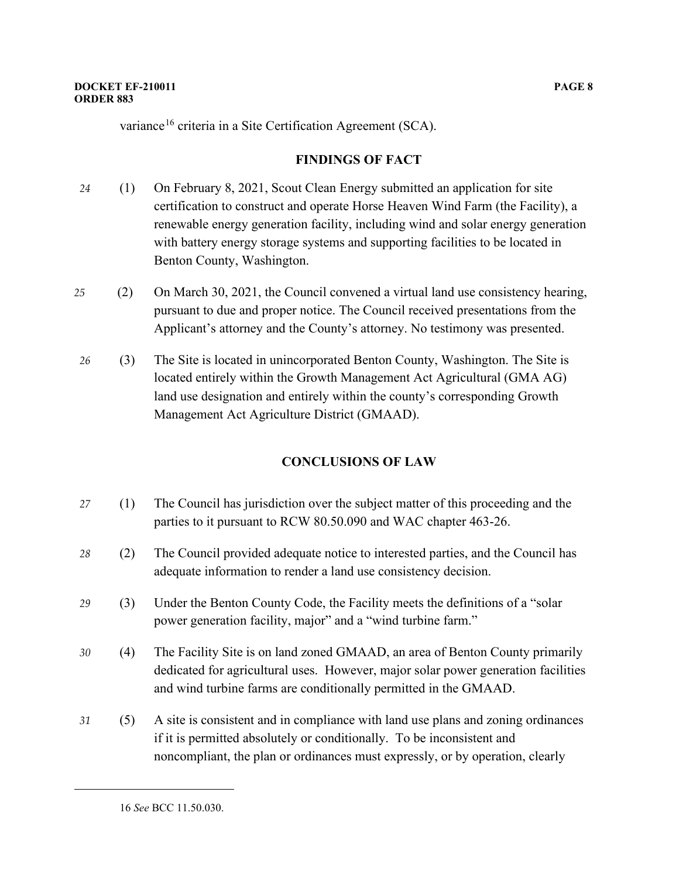variance[16] criteria in a Site Certification Agreement (SCA).

## FINDINGS OF FACT

*24* (1) On February 8, 2021, Scout Clean Energy submitted an application for site certification to construct and operate Horse Heaven Wind Farm (the Facility), a renewable energy generation facility, including wind and solar energy generation with battery energy storage systems and supporting facilities to be located in Benton County, Washington.

*25* (2) On March 30, 2021, the Council convened a virtual land use consistency hearing, pursuant to due and proper notice. The Council received presentations from the Applicant's attorney and the County's attorney. No testimony was presented.

*26* (3) The Site is located in unincorporated Benton County, Washington. The Site is located entirely within the Growth Management Act Agricultural (GMA AG) land use designation and entirely within the county's corresponding Growth Management Act Agriculture District (GMAAD).

## CONCLUSIONS OF LAW

*27* (1) The Council has jurisdiction over the subject matter of this proceeding and the parties to it pursuant to RCW 80.50.090 and WAC chapter 463-26.

*28* (2) The Council provided adequate notice to interested parties, and the Council has adequate information to render a land use consistency decision.

*29* (3) Under the Benton County Code, the Facility meets the definitions of a "solar power generation facility, major" and a "wind turbine farm."

*30* (4) The Facility Site is on land zoned GMAAD, an area of Benton County primarily dedicated for agricultural uses. However, major solar power generation facilities and wind turbine farms are conditionally permitted in the GMAAD.

*31* (5) A site is consistent and in compliance with land use plans and zoning ordinances if it is permitted absolutely or conditionally. To be inconsistent and noncompliant, the plan or ordinances must expressly, or by operation, clearly

---

16 *See* BCC 11.50.030.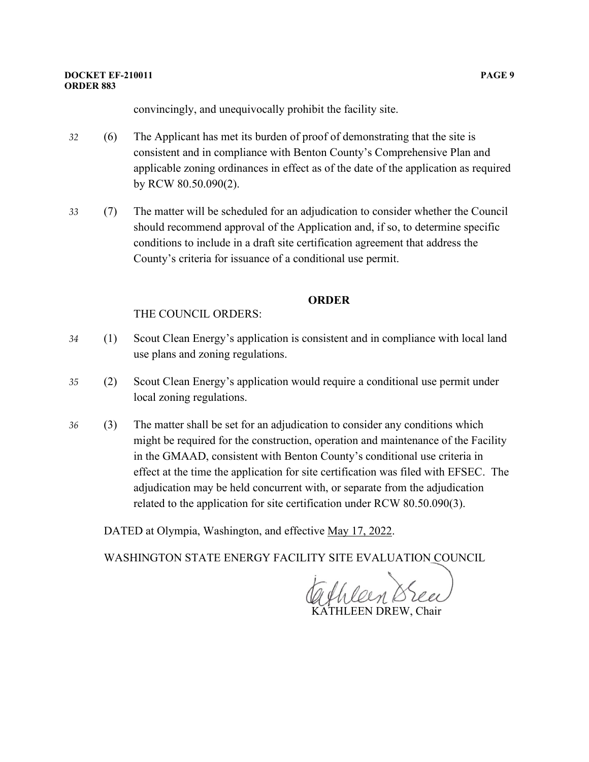convincingly, and unequivocally prohibit the facility site.

*32* (6) The Applicant has met its burden of proof of demonstrating that the site is consistent and in compliance with Benton County's Comprehensive Plan and applicable zoning ordinances in effect as of the date of the application as required by RCW 80.50.090(2).

*33* (7) The matter will be scheduled for an adjudication to consider whether the Council should recommend approval of the Application and, if so, to determine specific conditions to include in a draft site certification agreement that address the County's criteria for issuance of a conditional use permit.

## ORDER

THE COUNCIL ORDERS:

*34* (1) Scout Clean Energy's application is consistent and in compliance with local land use plans and zoning regulations.

*35* (2) Scout Clean Energy's application would require a conditional use permit under local zoning regulations.

*36* (3) The matter shall be set for an adjudication to consider any conditions which might be required for the construction, operation and maintenance of the Facility in the GMAAD, consistent with Benton County's conditional use criteria in effect at the time the application for site certification was filed with EFSEC. The adjudication may be held concurrent with, or separate from the adjudication related to the application for site certification under RCW 80.50.090(3).

DATED at Olympia, Washington, and effective May 17, 2022.

WASHINGTON STATE ENERGY FACILITY SITE EVALUATION COUNCIL

KATHLEEN DREW, Chair